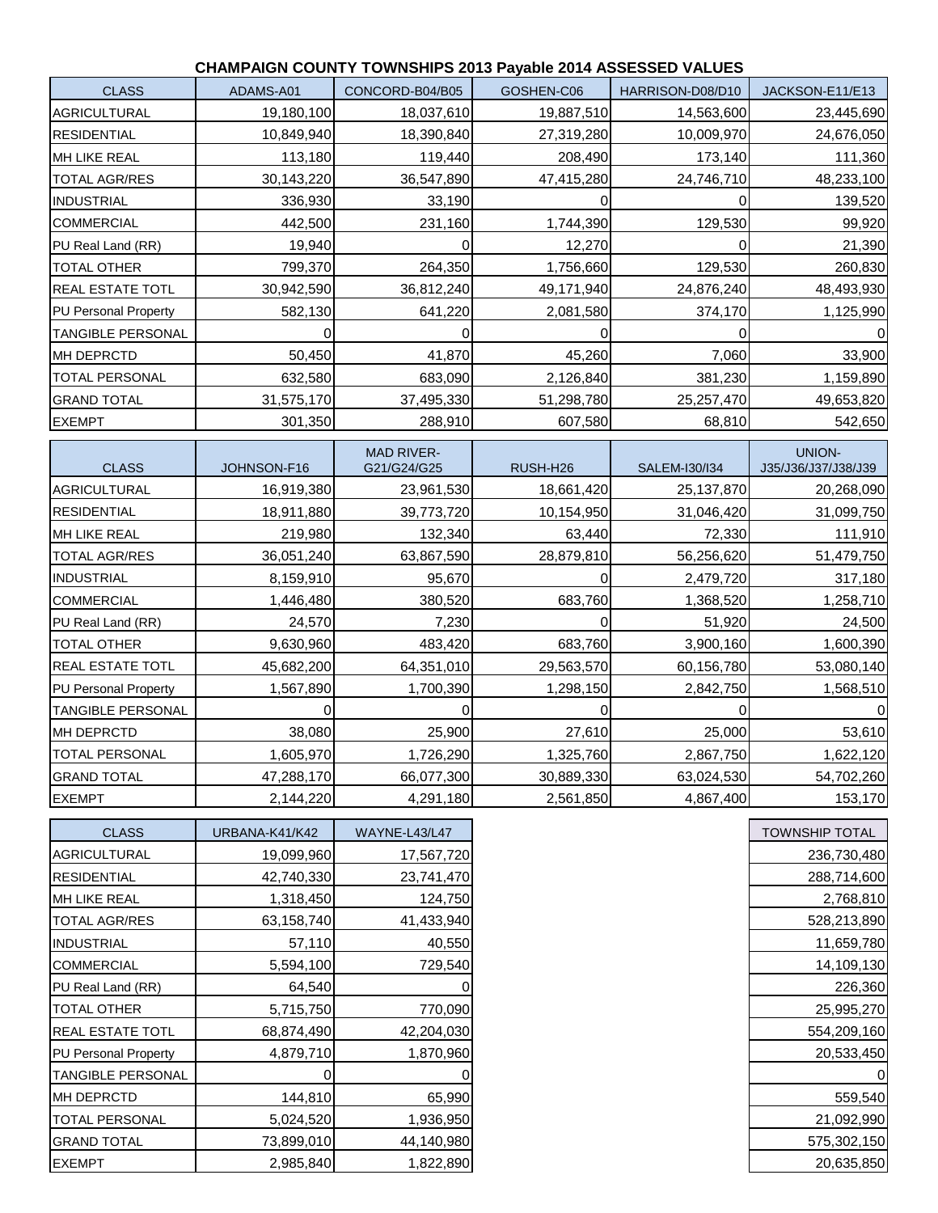**CHAMPAIGN COUNTY TOWNSHIPS 2013 Payable 2014 ASSESSED VALUES**

| CLASS | ADAMS-A01 | CONCORD-B04/B05 | GOSHEN-C06 | HARRISON-D08/D10 | JACKSON-E11/E13 |
|---|---|---|---|---|---|
| AGRICULTURAL | 19,180,100 | 18,037,610 | 19,887,510 | 14,563,600 | 23,445,690 |
| RESIDENTIAL | 10,849,940 | 18,390,840 | 27,319,280 | 10,009,970 | 24,676,050 |
| MH LIKE REAL | 113,180 | 119,440 | 208,490 | 173,140 | 111,360 |
| TOTAL AGR/RES | 30,143,220 | 36,547,890 | 47,415,280 | 24,746,710 | 48,233,100 |
| INDUSTRIAL | 336,930 | 33,190 | 0 | 0 | 139,520 |
| COMMERCIAL | 442,500 | 231,160 | 1,744,390 | 129,530 | 99,920 |
| PU Real Land (RR) | 19,940 | 0 | 12,270 | 0 | 21,390 |
| TOTAL OTHER | 799,370 | 264,350 | 1,756,660 | 129,530 | 260,830 |
| REAL ESTATE TOTL | 30,942,590 | 36,812,240 | 49,171,940 | 24,876,240 | 48,493,930 |
| PU Personal Property | 582,130 | 641,220 | 2,081,580 | 374,170 | 1,125,990 |
| TANGIBLE PERSONAL | 0 | 0 | 0 | 0 | 0 |
| MH DEPRCTD | 50,450 | 41,870 | 45,260 | 7,060 | 33,900 |
| TOTAL PERSONAL | 632,580 | 683,090 | 2,126,840 | 381,230 | 1,159,890 |
| GRAND TOTAL | 31,575,170 | 37,495,330 | 51,298,780 | 25,257,470 | 49,653,820 |
| EXEMPT | 301,350 | 288,910 | 607,580 | 68,810 | 542,650 |

| CLASS | JOHNSON-F16 | MAD RIVER-G21/G24/G25 | RUSH-H26 | SALEM-I30/I34 | UNION-J35/J36/J37/J38/J39 |
|---|---|---|---|---|---|
| AGRICULTURAL | 16,919,380 | 23,961,530 | 18,661,420 | 25,137,870 | 20,268,090 |
| RESIDENTIAL | 18,911,880 | 39,773,720 | 10,154,950 | 31,046,420 | 31,099,750 |
| MH LIKE REAL | 219,980 | 132,340 | 63,440 | 72,330 | 111,910 |
| TOTAL AGR/RES | 36,051,240 | 63,867,590 | 28,879,810 | 56,256,620 | 51,479,750 |
| INDUSTRIAL | 8,159,910 | 95,670 | 0 | 2,479,720 | 317,180 |
| COMMERCIAL | 1,446,480 | 380,520 | 683,760 | 1,368,520 | 1,258,710 |
| PU Real Land (RR) | 24,570 | 7,230 | 0 | 51,920 | 24,500 |
| TOTAL OTHER | 9,630,960 | 483,420 | 683,760 | 3,900,160 | 1,600,390 |
| REAL ESTATE TOTL | 45,682,200 | 64,351,010 | 29,563,570 | 60,156,780 | 53,080,140 |
| PU Personal Property | 1,567,890 | 1,700,390 | 1,298,150 | 2,842,750 | 1,568,510 |
| TANGIBLE PERSONAL | 0 | 0 | 0 | 0 | 0 |
| MH DEPRCTD | 38,080 | 25,900 | 27,610 | 25,000 | 53,610 |
| TOTAL PERSONAL | 1,605,970 | 1,726,290 | 1,325,760 | 2,867,750 | 1,622,120 |
| GRAND TOTAL | 47,288,170 | 66,077,300 | 30,889,330 | 63,024,530 | 54,702,260 |
| EXEMPT | 2,144,220 | 4,291,180 | 2,561,850 | 4,867,400 | 153,170 |

| CLASS | URBANA-K41/K42 | WAYNE-L43/L47 | TOWNSHIP TOTAL |
|---|---|---|---|
| AGRICULTURAL | 19,099,960 | 17,567,720 | 236,730,480 |
| RESIDENTIAL | 42,740,330 | 23,741,470 | 288,714,600 |
| MH LIKE REAL | 1,318,450 | 124,750 | 2,768,810 |
| TOTAL AGR/RES | 63,158,740 | 41,433,940 | 528,213,890 |
| INDUSTRIAL | 57,110 | 40,550 | 11,659,780 |
| COMMERCIAL | 5,594,100 | 729,540 | 14,109,130 |
| PU Real Land (RR) | 64,540 | 0 | 226,360 |
| TOTAL OTHER | 5,715,750 | 770,090 | 25,995,270 |
| REAL ESTATE TOTL | 68,874,490 | 42,204,030 | 554,209,160 |
| PU Personal Property | 4,879,710 | 1,870,960 | 20,533,450 |
| TANGIBLE PERSONAL | 0 | 0 | 0 |
| MH DEPRCTD | 144,810 | 65,990 | 559,540 |
| TOTAL PERSONAL | 5,024,520 | 1,936,950 | 21,092,990 |
| GRAND TOTAL | 73,899,010 | 44,140,980 | 575,302,150 |
| EXEMPT | 2,985,840 | 1,822,890 | 20,635,850 |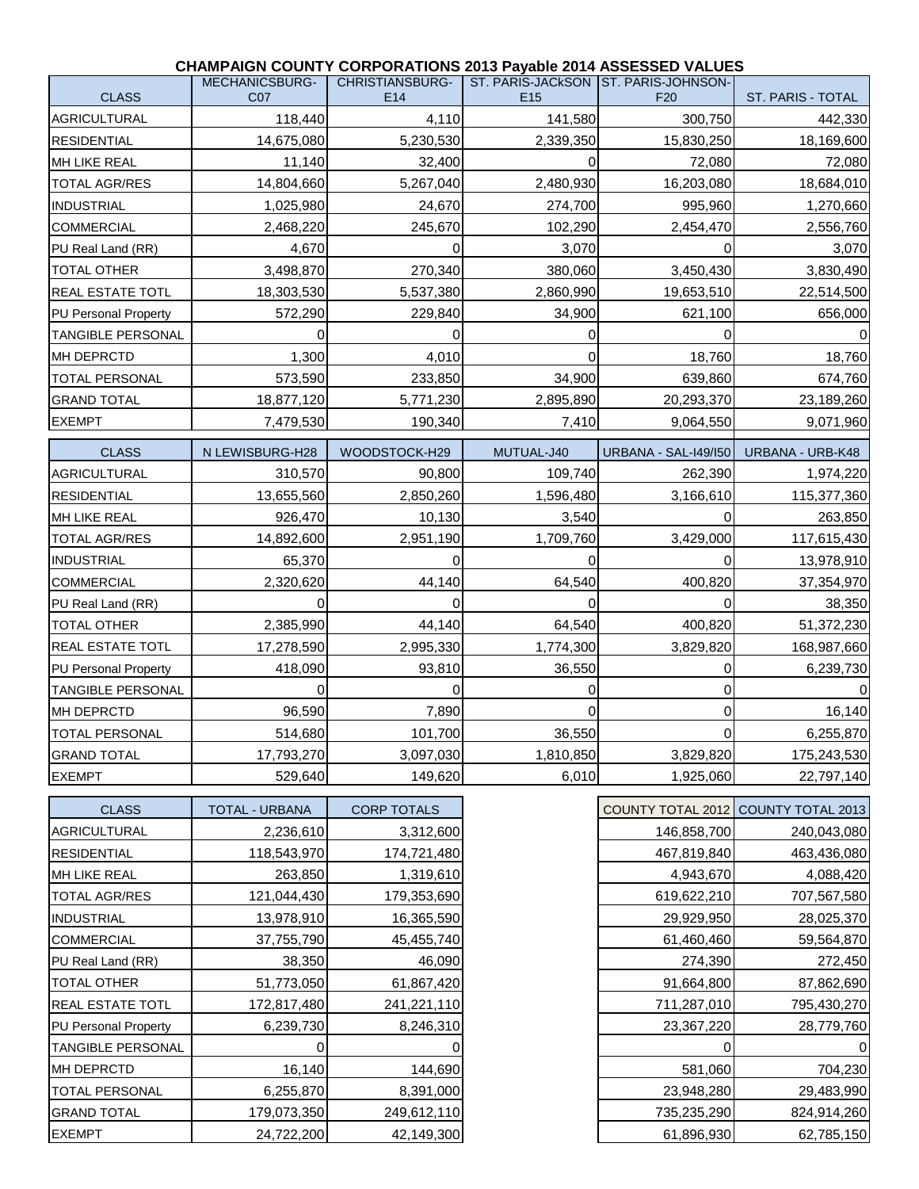## CHAMPAIGN COUNTY CORPORATIONS 2013 Payable 2014 ASSESSED VALUES

| CLASS | MECHANICSBURG-C07 | CHRISTIANSBURG-E14 | ST. PARIS-JACkSON E15 | ST. PARIS-JOHNSON-F20 | ST. PARIS - TOTAL |
|---|---|---|---|---|---|
| AGRICULTURAL | 118,440 | 4,110 | 141,580 | 300,750 | 442,330 |
| RESIDENTIAL | 14,675,080 | 5,230,530 | 2,339,350 | 15,830,250 | 18,169,600 |
| MH LIKE REAL | 11,140 | 32,400 | 0 | 72,080 | 72,080 |
| TOTAL AGR/RES | 14,804,660 | 5,267,040 | 2,480,930 | 16,203,080 | 18,684,010 |
| INDUSTRIAL | 1,025,980 | 24,670 | 274,700 | 995,960 | 1,270,660 |
| COMMERCIAL | 2,468,220 | 245,670 | 102,290 | 2,454,470 | 2,556,760 |
| PU Real Land (RR) | 4,670 | 0 | 3,070 | 0 | 3,070 |
| TOTAL OTHER | 3,498,870 | 270,340 | 380,060 | 3,450,430 | 3,830,490 |
| REAL ESTATE TOTL | 18,303,530 | 5,537,380 | 2,860,990 | 19,653,510 | 22,514,500 |
| PU Personal Property | 572,290 | 229,840 | 34,900 | 621,100 | 656,000 |
| TANGIBLE PERSONAL | 0 | 0 | 0 | 0 | 0 |
| MH DEPRCTD | 1,300 | 4,010 | 0 | 18,760 | 18,760 |
| TOTAL PERSONAL | 573,590 | 233,850 | 34,900 | 639,860 | 674,760 |
| GRAND TOTAL | 18,877,120 | 5,771,230 | 2,895,890 | 20,293,370 | 23,189,260 |
| EXEMPT | 7,479,530 | 190,340 | 7,410 | 9,064,550 | 9,071,960 |

| CLASS | N LEWISBURG-H28 | WOODSTOCK-H29 | MUTUAL-J40 | URBANA - SAL-I49/I50 | URBANA - URB-K48 |
|---|---|---|---|---|---|
| AGRICULTURAL | 310,570 | 90,800 | 109,740 | 262,390 | 1,974,220 |
| RESIDENTIAL | 13,655,560 | 2,850,260 | 1,596,480 | 3,166,610 | 115,377,360 |
| MH LIKE REAL | 926,470 | 10,130 | 3,540 | 0 | 263,850 |
| TOTAL AGR/RES | 14,892,600 | 2,951,190 | 1,709,760 | 3,429,000 | 117,615,430 |
| INDUSTRIAL | 65,370 | 0 | 0 | 0 | 13,978,910 |
| COMMERCIAL | 2,320,620 | 44,140 | 64,540 | 400,820 | 37,354,970 |
| PU Real Land (RR) | 0 | 0 | 0 | 0 | 38,350 |
| TOTAL OTHER | 2,385,990 | 44,140 | 64,540 | 400,820 | 51,372,230 |
| REAL ESTATE TOTL | 17,278,590 | 2,995,330 | 1,774,300 | 3,829,820 | 168,987,660 |
| PU Personal Property | 418,090 | 93,810 | 36,550 | 0 | 6,239,730 |
| TANGIBLE PERSONAL | 0 | 0 | 0 | 0 | 0 |
| MH DEPRCTD | 96,590 | 7,890 | 0 | 0 | 16,140 |
| TOTAL PERSONAL | 514,680 | 101,700 | 36,550 | 0 | 6,255,870 |
| GRAND TOTAL | 17,793,270 | 3,097,030 | 1,810,850 | 3,829,820 | 175,243,530 |
| EXEMPT | 529,640 | 149,620 | 6,010 | 1,925,060 | 22,797,140 |

| CLASS | TOTAL - URBANA | CORP TOTALS | COUNTY TOTAL 2012 | COUNTY TOTAL 2013 |
|---|---|---|---|---|
| AGRICULTURAL | 2,236,610 | 3,312,600 | 146,858,700 | 240,043,080 |
| RESIDENTIAL | 118,543,970 | 174,721,480 | 467,819,840 | 463,436,080 |
| MH LIKE REAL | 263,850 | 1,319,610 | 4,943,670 | 4,088,420 |
| TOTAL AGR/RES | 121,044,430 | 179,353,690 | 619,622,210 | 707,567,580 |
| INDUSTRIAL | 13,978,910 | 16,365,590 | 29,929,950 | 28,025,370 |
| COMMERCIAL | 37,755,790 | 45,455,740 | 61,460,460 | 59,564,870 |
| PU Real Land (RR) | 38,350 | 46,090 | 274,390 | 272,450 |
| TOTAL OTHER | 51,773,050 | 61,867,420 | 91,664,800 | 87,862,690 |
| REAL ESTATE TOTL | 172,817,480 | 241,221,110 | 711,287,010 | 795,430,270 |
| PU Personal Property | 6,239,730 | 8,246,310 | 23,367,220 | 28,779,760 |
| TANGIBLE PERSONAL | 0 | 0 | 0 | 0 |
| MH DEPRCTD | 16,140 | 144,690 | 581,060 | 704,230 |
| TOTAL PERSONAL | 6,255,870 | 8,391,000 | 23,948,280 | 29,483,990 |
| GRAND TOTAL | 179,073,350 | 249,612,110 | 735,235,290 | 824,914,260 |
| EXEMPT | 24,722,200 | 42,149,300 | 61,896,930 | 62,785,150 |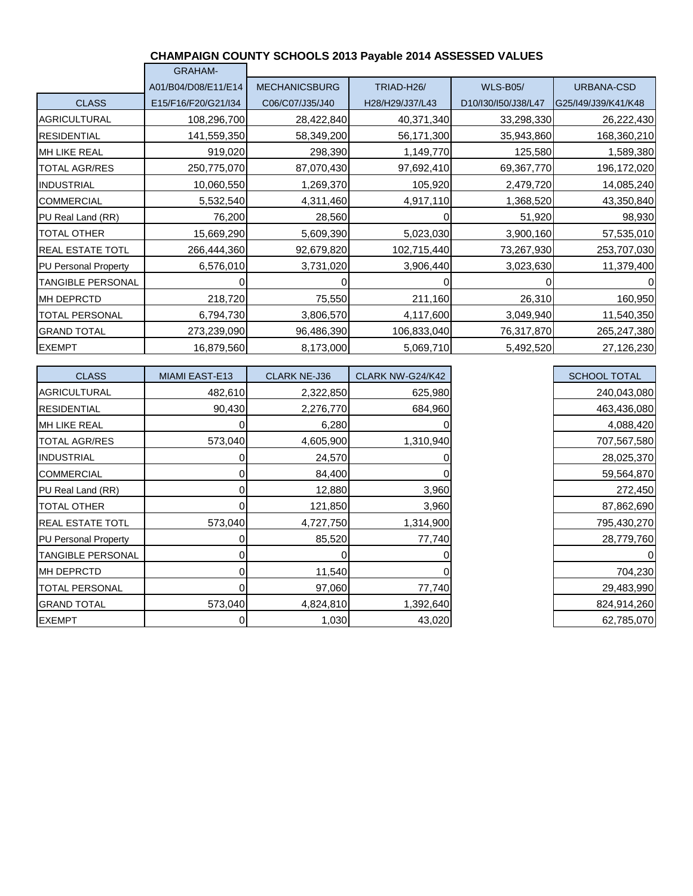## CHAMPAIGN COUNTY SCHOOLS 2013 Payable 2014 ASSESSED VALUES

| CLASS | GRAHAM- A01/B04/D08/E11/E14 E15/F16/F20/G21/I34 | MECHANICSBURG C06/C07/J35/J40 | TRIAD-H26/ H28/H29/J37/L43 | WLS-B05/ D10/I30/I50/J38/L47 | URBANA-CSD G25/I49/J39/K41/K48 |
|---|---|---|---|---|---|
| AGRICULTURAL | 108,296,700 | 28,422,840 | 40,371,340 | 33,298,330 | 26,222,430 |
| RESIDENTIAL | 141,559,350 | 58,349,200 | 56,171,300 | 35,943,860 | 168,360,210 |
| MH LIKE REAL | 919,020 | 298,390 | 1,149,770 | 125,580 | 1,589,380 |
| TOTAL AGR/RES | 250,775,070 | 87,070,430 | 97,692,410 | 69,367,770 | 196,172,020 |
| INDUSTRIAL | 10,060,550 | 1,269,370 | 105,920 | 2,479,720 | 14,085,240 |
| COMMERCIAL | 5,532,540 | 4,311,460 | 4,917,110 | 1,368,520 | 43,350,840 |
| PU Real Land (RR) | 76,200 | 28,560 | 0 | 51,920 | 98,930 |
| TOTAL OTHER | 15,669,290 | 5,609,390 | 5,023,030 | 3,900,160 | 57,535,010 |
| REAL ESTATE TOTL | 266,444,360 | 92,679,820 | 102,715,440 | 73,267,930 | 253,707,030 |
| PU Personal Property | 6,576,010 | 3,731,020 | 3,906,440 | 3,023,630 | 11,379,400 |
| TANGIBLE PERSONAL | 0 | 0 | 0 | 0 | 0 |
| MH DEPRCTD | 218,720 | 75,550 | 211,160 | 26,310 | 160,950 |
| TOTAL PERSONAL | 6,794,730 | 3,806,570 | 4,117,600 | 3,049,940 | 11,540,350 |
| GRAND TOTAL | 273,239,090 | 96,486,390 | 106,833,040 | 76,317,870 | 265,247,380 |
| EXEMPT | 16,879,560 | 8,173,000 | 5,069,710 | 5,492,520 | 27,126,230 |

| CLASS | MIAMI EAST-E13 | CLARK NE-J36 | CLARK NW-G24/K42 | SCHOOL TOTAL |
|---|---|---|---|---|
| AGRICULTURAL | 482,610 | 2,322,850 | 625,980 | 240,043,080 |
| RESIDENTIAL | 90,430 | 2,276,770 | 684,960 | 463,436,080 |
| MH LIKE REAL | 0 | 6,280 | 0 | 4,088,420 |
| TOTAL AGR/RES | 573,040 | 4,605,900 | 1,310,940 | 707,567,580 |
| INDUSTRIAL | 0 | 24,570 | 0 | 28,025,370 |
| COMMERCIAL | 0 | 84,400 | 0 | 59,564,870 |
| PU Real Land (RR) | 0 | 12,880 | 3,960 | 272,450 |
| TOTAL OTHER | 0 | 121,850 | 3,960 | 87,862,690 |
| REAL ESTATE TOTL | 573,040 | 4,727,750 | 1,314,900 | 795,430,270 |
| PU Personal Property | 0 | 85,520 | 77,740 | 28,779,760 |
| TANGIBLE PERSONAL | 0 | 0 | 0 | 0 |
| MH DEPRCTD | 0 | 11,540 | 0 | 704,230 |
| TOTAL PERSONAL | 0 | 97,060 | 77,740 | 29,483,990 |
| GRAND TOTAL | 573,040 | 4,824,810 | 1,392,640 | 824,914,260 |
| EXEMPT | 0 | 1,030 | 43,020 | 62,785,070 |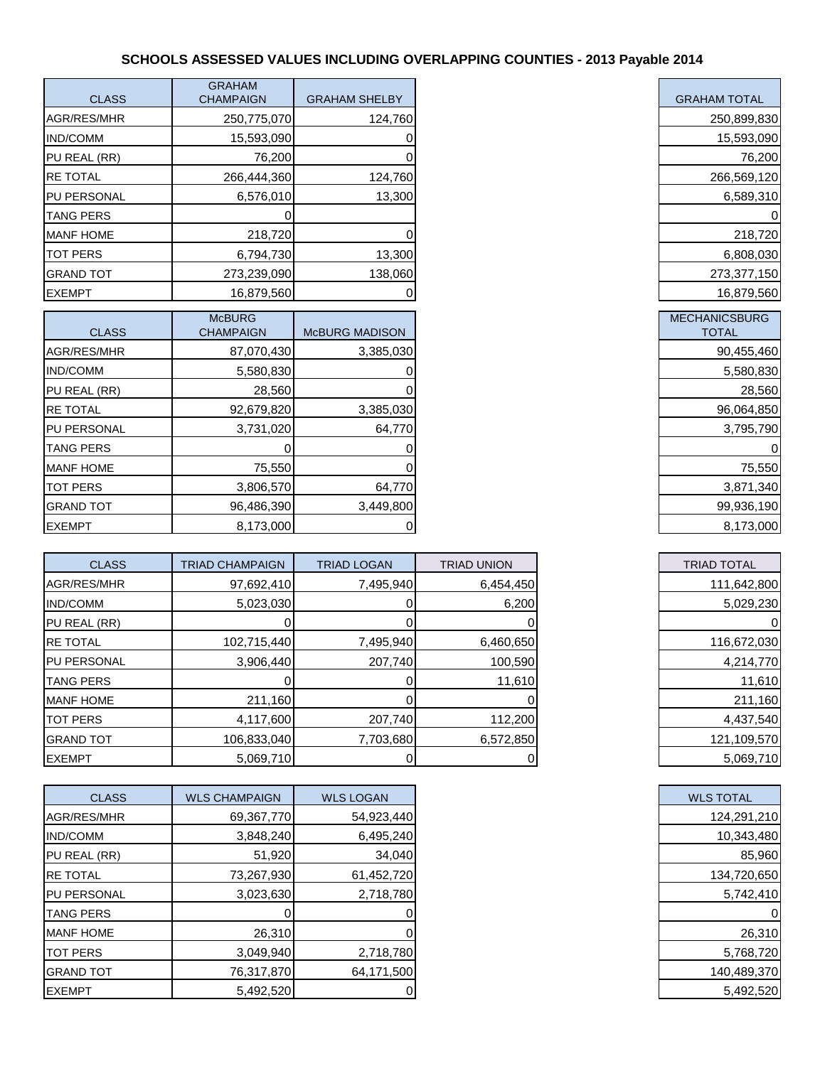## SCHOOLS ASSESSED VALUES INCLUDING OVERLAPPING COUNTIES - 2013 Payable 2014

| CLASS | GRAHAM CHAMPAIGN | GRAHAM SHELBY | GRAHAM TOTAL |
|---|---|---|---|
| AGR/RES/MHR | 250,775,070 | 124,760 | 250,899,830 |
| IND/COMM | 15,593,090 | 0 | 15,593,090 |
| PU REAL (RR) | 76,200 | 0 | 76,200 |
| RE TOTAL | 266,444,360 | 124,760 | 266,569,120 |
| PU PERSONAL | 6,576,010 | 13,300 | 6,589,310 |
| TANG PERS | 0 | | 0 |
| MANF HOME | 218,720 | 0 | 218,720 |
| TOT PERS | 6,794,730 | 13,300 | 6,808,030 |
| GRAND TOT | 273,239,090 | 138,060 | 273,377,150 |
| EXEMPT | 16,879,560 | 0 | 16,879,560 |

| CLASS | McBURG CHAMPAIGN | McBURG MADISON | MECHANICSBURG TOTAL |
|---|---|---|---|
| AGR/RES/MHR | 87,070,430 | 3,385,030 | 90,455,460 |
| IND/COMM | 5,580,830 | 0 | 5,580,830 |
| PU REAL (RR) | 28,560 | 0 | 28,560 |
| RE TOTAL | 92,679,820 | 3,385,030 | 96,064,850 |
| PU PERSONAL | 3,731,020 | 64,770 | 3,795,790 |
| TANG PERS | 0 | 0 | 0 |
| MANF HOME | 75,550 | 0 | 75,550 |
| TOT PERS | 3,806,570 | 64,770 | 3,871,340 |
| GRAND TOT | 96,486,390 | 3,449,800 | 99,936,190 |
| EXEMPT | 8,173,000 | 0 | 8,173,000 |

| CLASS | TRIAD CHAMPAIGN | TRIAD LOGAN | TRIAD UNION | TRIAD TOTAL |
|---|---|---|---|---|
| AGR/RES/MHR | 97,692,410 | 7,495,940 | 6,454,450 | 111,642,800 |
| IND/COMM | 5,023,030 | 0 | 6,200 | 5,029,230 |
| PU REAL (RR) | 0 | 0 | 0 | 0 |
| RE TOTAL | 102,715,440 | 7,495,940 | 6,460,650 | 116,672,030 |
| PU PERSONAL | 3,906,440 | 207,740 | 100,590 | 4,214,770 |
| TANG PERS | 0 | 0 | 11,610 | 11,610 |
| MANF HOME | 211,160 | 0 | 0 | 211,160 |
| TOT PERS | 4,117,600 | 207,740 | 112,200 | 4,437,540 |
| GRAND TOT | 106,833,040 | 7,703,680 | 6,572,850 | 121,109,570 |
| EXEMPT | 5,069,710 | 0 | 0 | 5,069,710 |

| CLASS | WLS CHAMPAIGN | WLS LOGAN | WLS TOTAL |
|---|---|---|---|
| AGR/RES/MHR | 69,367,770 | 54,923,440 | 124,291,210 |
| IND/COMM | 3,848,240 | 6,495,240 | 10,343,480 |
| PU REAL (RR) | 51,920 | 34,040 | 85,960 |
| RE TOTAL | 73,267,930 | 61,452,720 | 134,720,650 |
| PU PERSONAL | 3,023,630 | 2,718,780 | 5,742,410 |
| TANG PERS | 0 | 0 | 0 |
| MANF HOME | 26,310 | 0 | 26,310 |
| TOT PERS | 3,049,940 | 2,718,780 | 5,768,720 |
| GRAND TOT | 76,317,870 | 64,171,500 | 140,489,370 |
| EXEMPT | 5,492,520 | 0 | 5,492,520 |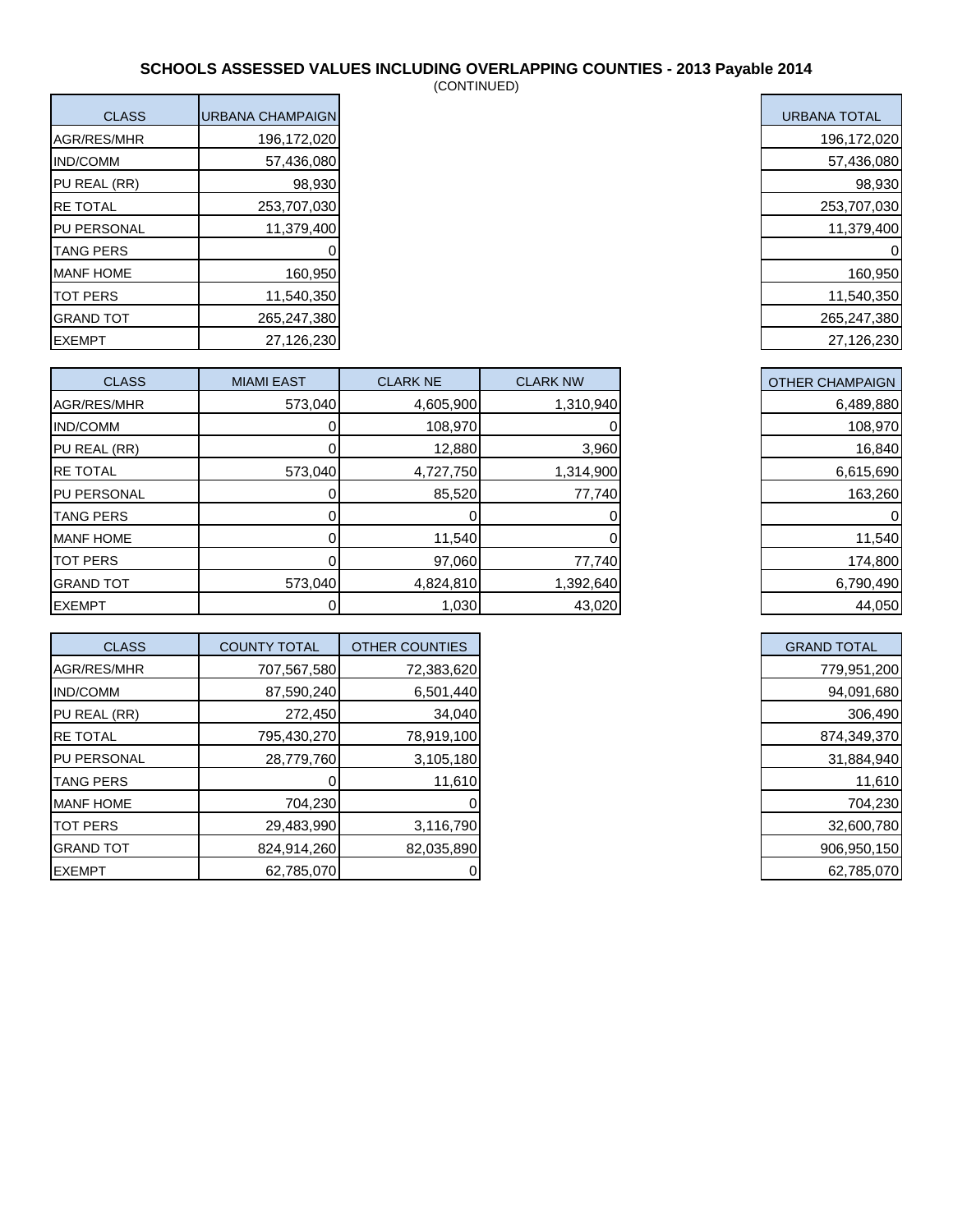### SCHOOLS ASSESSED VALUES INCLUDING OVERLAPPING COUNTIES - 2013 Payable 2014

(CONTINUED)

| CLASS | URBANA CHAMPAIGN | URBANA TOTAL |
|---|---|---|
| AGR/RES/MHR | 196,172,020 | 196,172,020 |
| IND/COMM | 57,436,080 | 57,436,080 |
| PU REAL (RR) | 98,930 | 98,930 |
| RE TOTAL | 253,707,030 | 253,707,030 |
| PU PERSONAL | 11,379,400 | 11,379,400 |
| TANG PERS | 0 | 0 |
| MANF HOME | 160,950 | 160,950 |
| TOT PERS | 11,540,350 | 11,540,350 |
| GRAND TOT | 265,247,380 | 265,247,380 |
| EXEMPT | 27,126,230 | 27,126,230 |

| CLASS | MIAMI EAST | CLARK NE | CLARK NW | OTHER CHAMPAIGN |
|---|---|---|---|---|
| AGR/RES/MHR | 573,040 | 4,605,900 | 1,310,940 | 6,489,880 |
| IND/COMM | 0 | 108,970 | 0 | 108,970 |
| PU REAL (RR) | 0 | 12,880 | 3,960 | 16,840 |
| RE TOTAL | 573,040 | 4,727,750 | 1,314,900 | 6,615,690 |
| PU PERSONAL | 0 | 85,520 | 77,740 | 163,260 |
| TANG PERS | 0 | 0 | 0 | 0 |
| MANF HOME | 0 | 11,540 | 0 | 11,540 |
| TOT PERS | 0 | 97,060 | 77,740 | 174,800 |
| GRAND TOT | 573,040 | 4,824,810 | 1,392,640 | 6,790,490 |
| EXEMPT | 0 | 1,030 | 43,020 | 44,050 |

| CLASS | COUNTY TOTAL | OTHER COUNTIES | GRAND TOTAL |
|---|---|---|---|
| AGR/RES/MHR | 707,567,580 | 72,383,620 | 779,951,200 |
| IND/COMM | 87,590,240 | 6,501,440 | 94,091,680 |
| PU REAL (RR) | 272,450 | 34,040 | 306,490 |
| RE TOTAL | 795,430,270 | 78,919,100 | 874,349,370 |
| PU PERSONAL | 28,779,760 | 3,105,180 | 31,884,940 |
| TANG PERS | 0 | 11,610 | 11,610 |
| MANF HOME | 704,230 | 0 | 704,230 |
| TOT PERS | 29,483,990 | 3,116,790 | 32,600,780 |
| GRAND TOT | 824,914,260 | 82,035,890 | 906,950,150 |
| EXEMPT | 62,785,070 | 0 | 62,785,070 |